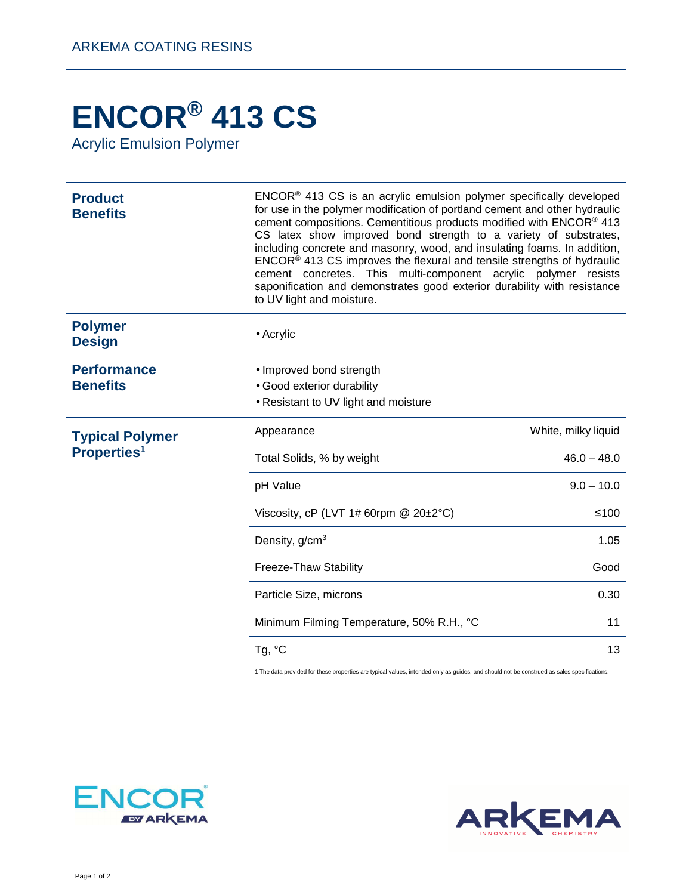ARKEMA COATING RESINS

# ENCOR® 413 CS

Acrylic Emulsion Polymer

## Product Benefits

ENCOR® 413 CS is an acrylic emulsion polymer specifically developed for use in the polymer modification of portland cement and other hydraulic cement compositions. Cementitious products modified with ENCOR® 413 CS latex show improved bond strength to a variety of substrates, including concrete and masonry, wood, and insulating foams. In addition, ENCOR® 413 CS improves the flexural and tensile strengths of hydraulic cement concretes. This multi-component acrylic polymer resists saponification and demonstrates good exterior durability with resistance to UV light and moisture.

## Polymer Design

- Acrylic

## Performance Benefits

- Improved bond strength
- Good exterior durability
- Resistant to UV light and moisture

## Typical Polymer Properties[1]

| Property | Value |
|---|---|
| Appearance | White, milky liquid |
| Total Solids, % by weight | 46.0 – 48.0 |
| pH Value | 9.0 – 10.0 |
| Viscosity, cP (LVT 1# 60rpm @ 20±2°C) | ≤100 |
| Density, $g/cm^3$ | 1.05 |
| Freeze-Thaw Stability | Good |
| Particle Size, microns | 0.30 |
| Minimum Filming Temperature, 50% R.H., °C | 11 |
| Tg, °C | 13 |

1 The data provided for these properties are typical values, intended only as guides, and should not be construed as sales specifications.

ENCOR® BY ARKEMA

ARKEMA INNOVATIVE CHEMISTRY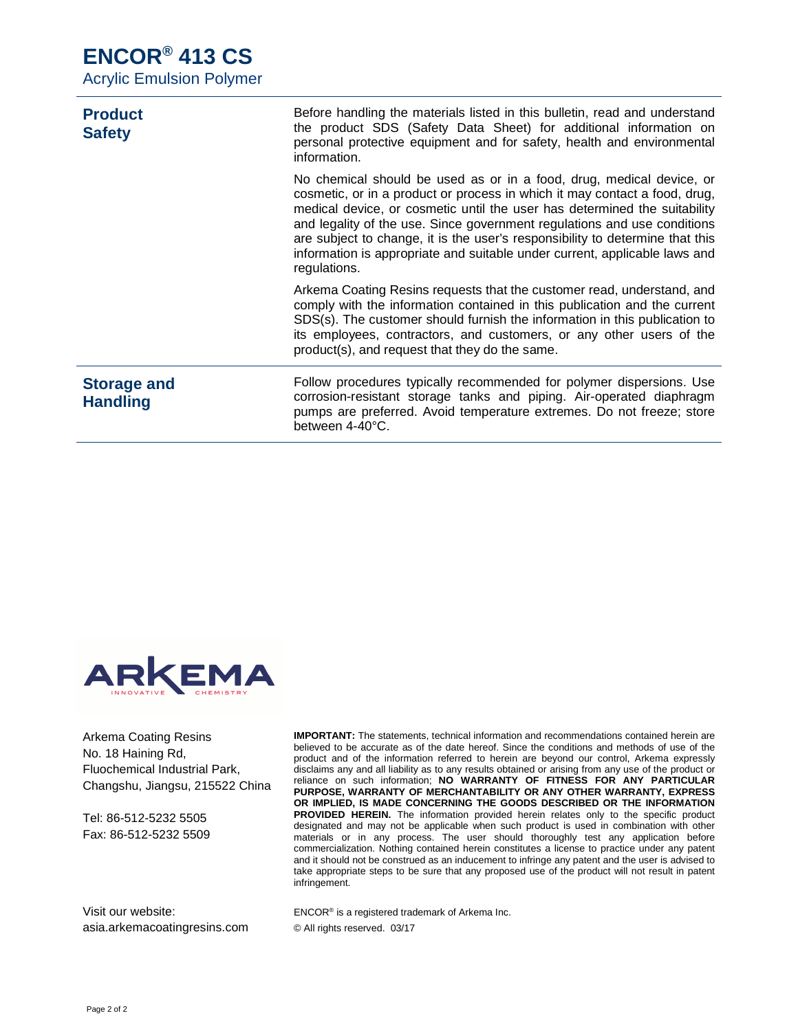# ENCOR® 413 CS

Acrylic Emulsion Polymer

## Product Safety

Before handling the materials listed in this bulletin, read and understand the product SDS (Safety Data Sheet) for additional information on personal protective equipment and for safety, health and environmental information.

No chemical should be used as or in a food, drug, medical device, or cosmetic, or in a product or process in which it may contact a food, drug, medical device, or cosmetic until the user has determined the suitability and legality of the use. Since government regulations and use conditions are subject to change, it is the user's responsibility to determine that this information is appropriate and suitable under current, applicable laws and regulations.

Arkema Coating Resins requests that the customer read, understand, and comply with the information contained in this publication and the current SDS(s). The customer should furnish the information in this publication to its employees, contractors, and customers, or any other users of the product(s), and request that they do the same.

## Storage and Handling

Follow procedures typically recommended for polymer dispersions. Use corrosion-resistant storage tanks and piping. Air-operated diaphragm pumps are preferred. Avoid temperature extremes. Do not freeze; store between 4-40°C.

ARKEMA
INNOVATIVE CHEMISTRY

Arkema Coating Resins
No. 18 Haining Rd,
Fluochemical Industrial Park,
Changshu, Jiangsu, 215522 China

Tel: 86-512-5232 5505
Fax: 86-512-5232 5509

Visit our website:
asia.arkemacoatingresins.com

**IMPORTANT:** The statements, technical information and recommendations contained herein are believed to be accurate as of the date hereof. Since the conditions and methods of use of the product and of the information referred to herein are beyond our control, Arkema expressly disclaims any and all liability as to any results obtained or arising from any use of the product or reliance on such information; **NO WARRANTY OF FITNESS FOR ANY PARTICULAR PURPOSE, WARRANTY OF MERCHANTABILITY OR ANY OTHER WARRANTY, EXPRESS OR IMPLIED, IS MADE CONCERNING THE GOODS DESCRIBED OR THE INFORMATION PROVIDED HEREIN.** The information provided herein relates only to the specific product designated and may not be applicable when such product is used in combination with other materials or in any process. The user should thoroughly test any application before commercialization. Nothing contained herein constitutes a license to practice under any patent and it should not be construed as an inducement to infringe any patent and the user is advised to take appropriate steps to be sure that any proposed use of the product will not result in patent infringement.

ENCOR® is a registered trademark of Arkema Inc.

© All rights reserved. 03/17